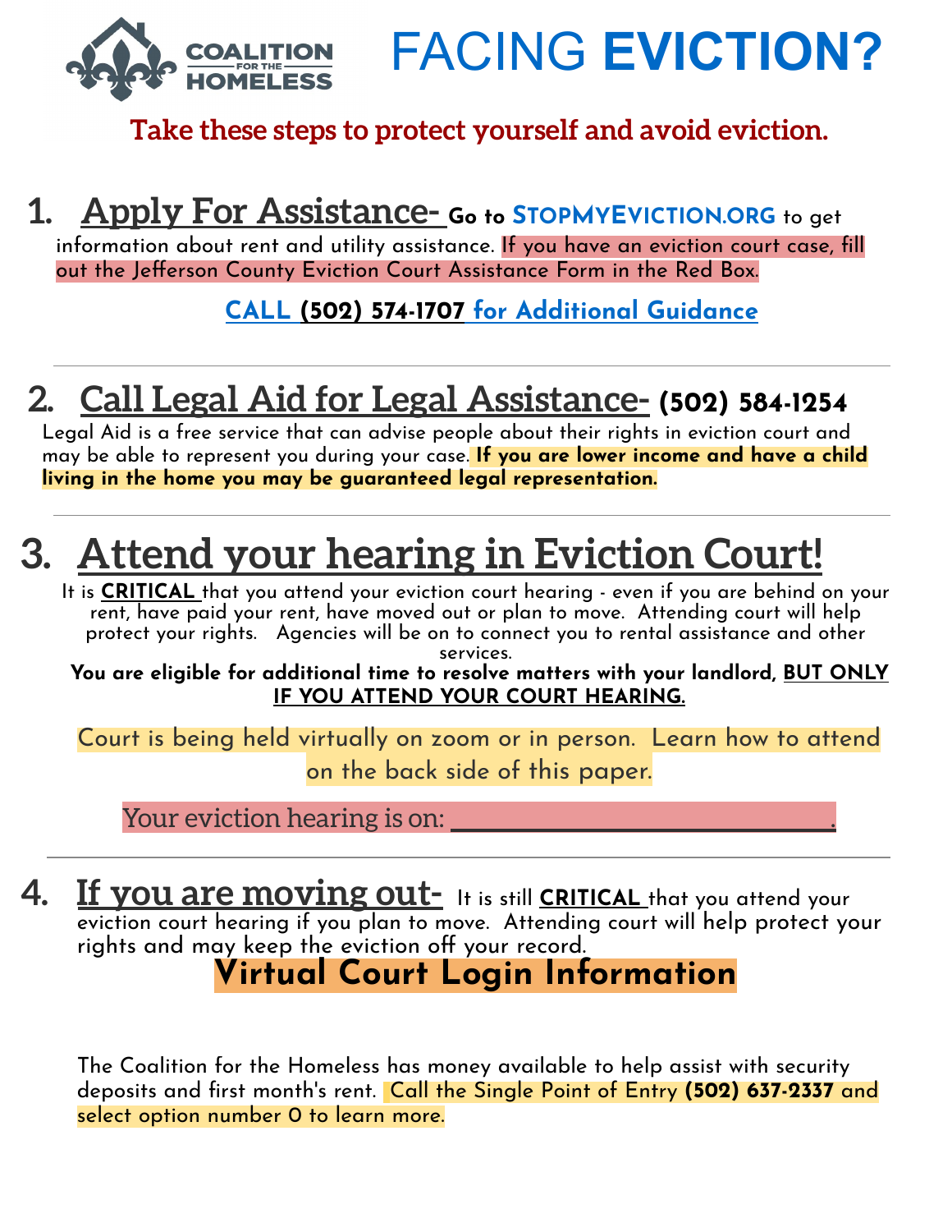COALITION FOR THE HOMELESS

# FACING **EVICTION?**

**Take these steps to protect yourself and avoid eviction.**

## 1. Apply For Assistance-

**Go to STOPMYEVICTION.ORG** to get information about rent and utility assistance. If you have an eviction court case, fill out the Jefferson County Eviction Court Assistance Form in the Red Box.

**CALL (502) 574-1707 for Additional Guidance**

---

## 2. Call Legal Aid for Legal Assistance- (502) 584-1254

Legal Aid is a free service that can advise people about their rights in eviction court and may be able to represent you during your case. **If you are lower income and have a child living in the home you may be guaranteed legal representation.**

---

## 3. Attend your hearing in Eviction Court!

It is **CRITICAL** that you attend your eviction court hearing - even if you are behind on your rent, have paid your rent, have moved out or plan to move. Attending court will help protect your rights. Agencies will be on to connect you to rental assistance and other services.

**You are eligible for additional time to resolve matters with your landlord, BUT ONLY IF YOU ATTEND YOUR COURT HEARING.**

Court is being held virtually on zoom or in person. Learn how to attend on the back side of this paper.

Your eviction hearing is on: ______________________________.

---

## 4. If you are moving out-

It is still **CRITICAL** that you attend your eviction court hearing if you plan to move. Attending court will help protect your rights and may keep the eviction off your record.

**Virtual Court Login Information**

The Coalition for the Homeless has money available to help assist with security deposits and first month's rent. Call the Single Point of Entry **(502) 637-2337** and select option number 0 to learn more.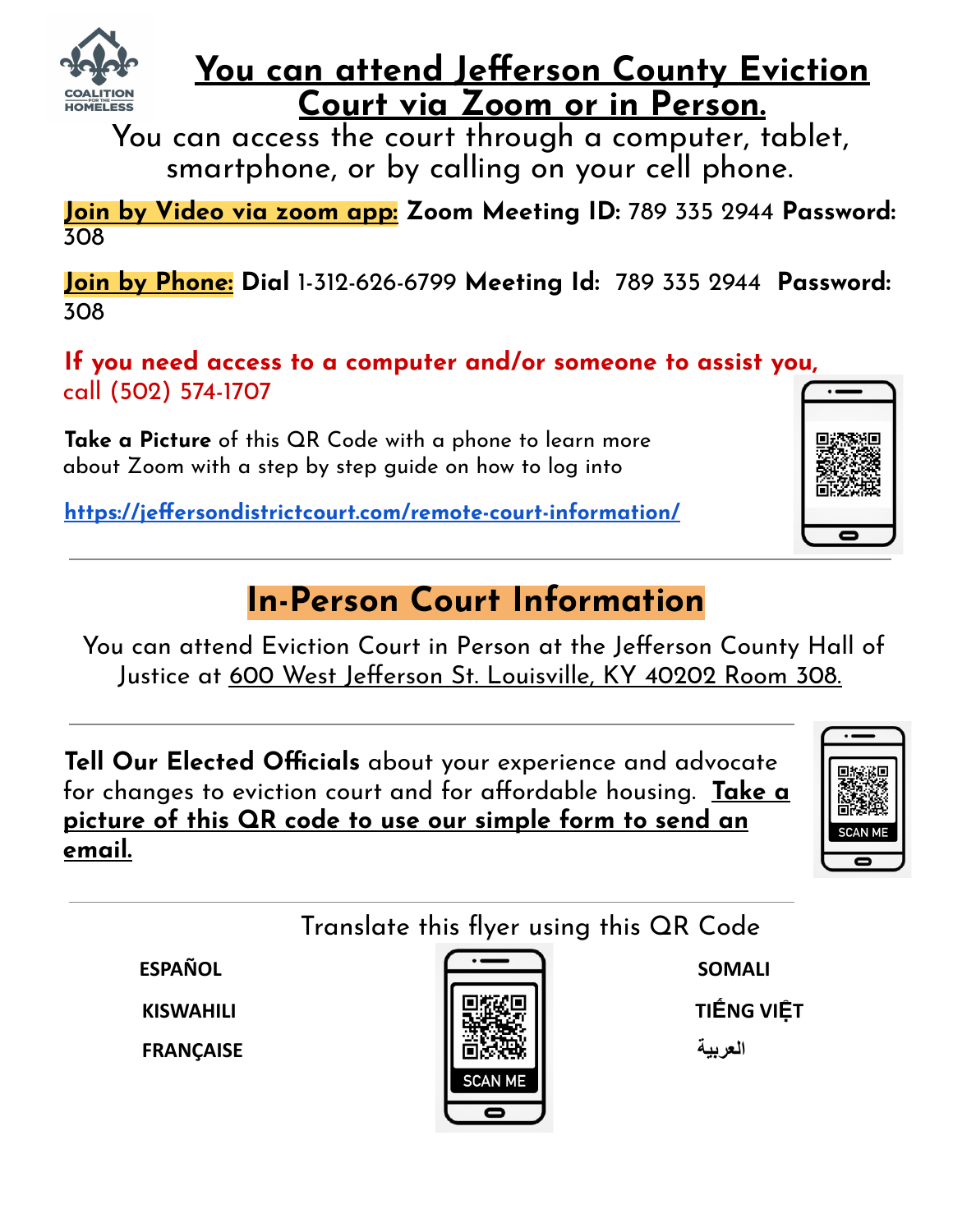# You can attend Jefferson County Eviction Court via Zoom or in Person.

You can access the court through a computer, tablet, smartphone, or by calling on your cell phone.

**Join by Video via zoom app:** **Zoom Meeting ID:** 789 335 2944 **Password:** 308

**Join by Phone:** **Dial** 1-312-626-6799 **Meeting Id:** 789 335 2944 **Password:** 308

**If you need access to a computer and/or someone to assist you,** call (502) 574-1707

**Take a Picture** of this QR Code with a phone to learn more about Zoom with a step by step guide on how to log into

https://jeffersondistrictcourt.com/remote-court-information/

## In-Person Court Information

You can attend Eviction Court in Person at the Jefferson County Hall of Justice at 600 West Jefferson St. Louisville, KY 40202 Room 308.

**Tell Our Elected Officials** about your experience and advocate for changes to eviction court and for affordable housing. **Take a picture of this QR code to use our simple form to send an email.**

SCAN ME

Translate this flyer using this QR Code

ESPAÑOL

KISWAHILI

FRANÇAISE

SCAN ME

SOMALI

TIẾNG VIỆT

العربية